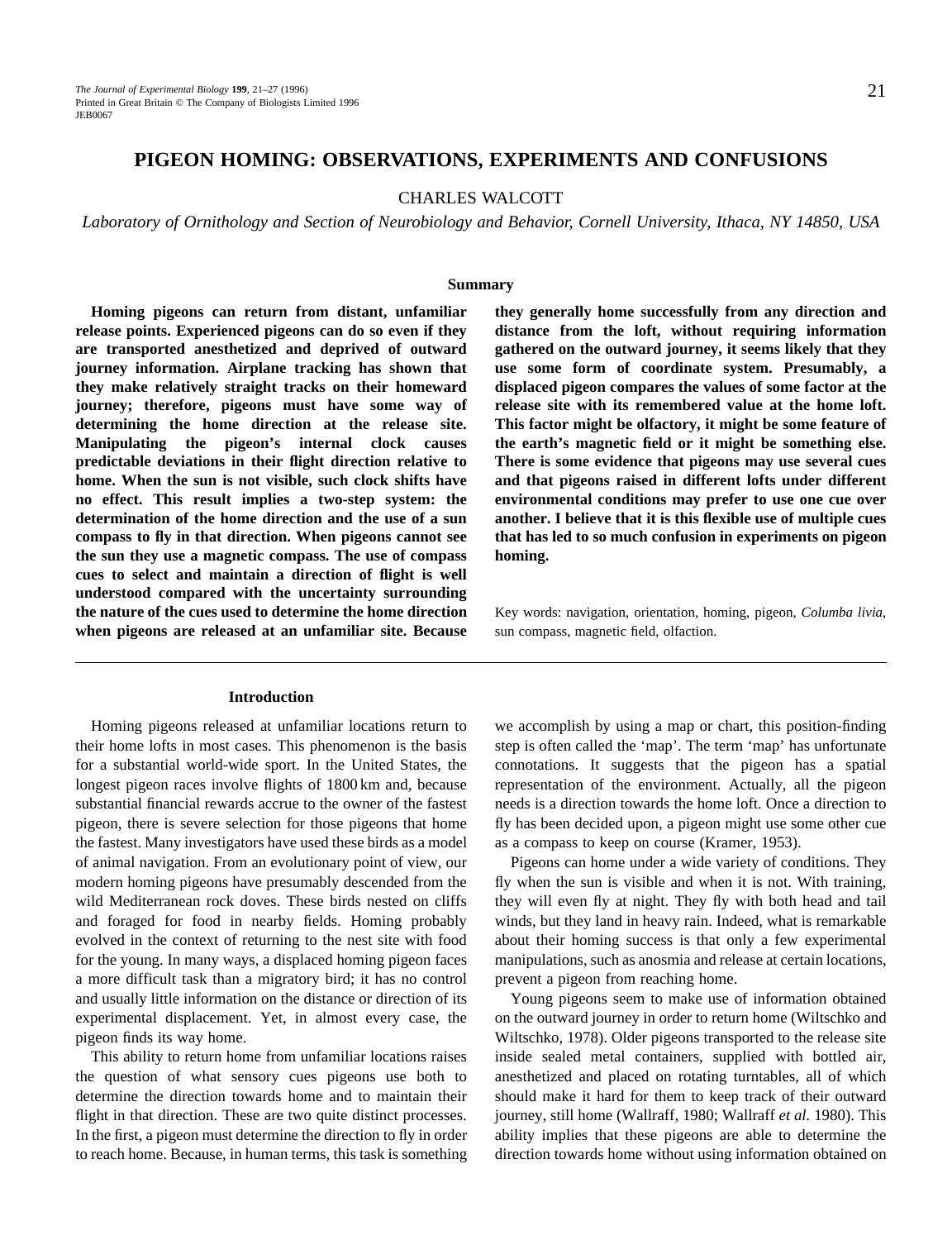# PIGEON HOMING: OBSERVATIONS, EXPERIMENTS AND CONFUSIONS

CHARLES WALCOTT

*Laboratory of Ornithology and Section of Neurobiology and Behavior, Cornell University, Ithaca, NY 14850, USA*

## Summary

**Homing pigeons can return from distant, unfamiliar release points. Experienced pigeons can do so even if they are transported anesthetized and deprived of outward journey information. Airplane tracking has shown that they make relatively straight tracks on their homeward journey; therefore, pigeons must have some way of determining the home direction at the release site. Manipulating the pigeon's internal clock causes predictable deviations in their flight direction relative to home. When the sun is not visible, such clock shifts have no effect. This result implies a two-step system: the determination of the home direction and the use of a sun compass to fly in that direction. When pigeons cannot see the sun they use a magnetic compass. The use of compass cues to select and maintain a direction of flight is well understood compared with the uncertainty surrounding the nature of the cues used to determine the home direction when pigeons are released at an unfamiliar site. Because they generally home successfully from any direction and distance from the loft, without requiring information gathered on the outward journey, it seems likely that they use some form of coordinate system. Presumably, a displaced pigeon compares the values of some factor at the release site with its remembered value at the home loft. This factor might be olfactory, it might be some feature of the earth's magnetic field or it might be something else. There is some evidence that pigeons may use several cues and that pigeons raised in different lofts under different environmental conditions may prefer to use one cue over another. I believe that it is this flexible use of multiple cues that has led to so much confusion in experiments on pigeon homing.**

Key words: navigation, orientation, homing, pigeon, *Columba livia*, sun compass, magnetic field, olfaction.

## Introduction

Homing pigeons released at unfamiliar locations return to their home lofts in most cases. This phenomenon is the basis for a substantial world-wide sport. In the United States, the longest pigeon races involve flights of 1800 km and, because substantial financial rewards accrue to the owner of the fastest pigeon, there is severe selection for those pigeons that home the fastest. Many investigators have used these birds as a model of animal navigation. From an evolutionary point of view, our modern homing pigeons have presumably descended from the wild Mediterranean rock doves. These birds nested on cliffs and foraged for food in nearby fields. Homing probably evolved in the context of returning to the nest site with food for the young. In many ways, a displaced homing pigeon faces a more difficult task than a migratory bird; it has no control and usually little information on the distance or direction of its experimental displacement. Yet, in almost every case, the pigeon finds its way home.

This ability to return home from unfamiliar locations raises the question of what sensory cues pigeons use both to determine the direction towards home and to maintain their flight in that direction. These are two quite distinct processes. In the first, a pigeon must determine the direction to fly in order to reach home. Because, in human terms, this task is something we accomplish by using a map or chart, this position-finding step is often called the 'map'. The term 'map' has unfortunate connotations. It suggests that the pigeon has a spatial representation of the environment. Actually, all the pigeon needs is a direction towards the home loft. Once a direction to fly has been decided upon, a pigeon might use some other cue as a compass to keep on course (Kramer, 1953).

Pigeons can home under a wide variety of conditions. They fly when the sun is visible and when it is not. With training, they will even fly at night. They fly with both head and tail winds, but they land in heavy rain. Indeed, what is remarkable about their homing success is that only a few experimental manipulations, such as anosmia and release at certain locations, prevent a pigeon from reaching home.

Young pigeons seem to make use of information obtained on the outward journey in order to return home (Wiltschko and Wiltschko, 1978). Older pigeons transported to the release site inside sealed metal containers, supplied with bottled air, anesthetized and placed on rotating turntables, all of which should make it hard for them to keep track of their outward journey, still home (Wallraff, 1980; Wallraff *et al.* 1980). This ability implies that these pigeons are able to determine the direction towards home without using information obtained on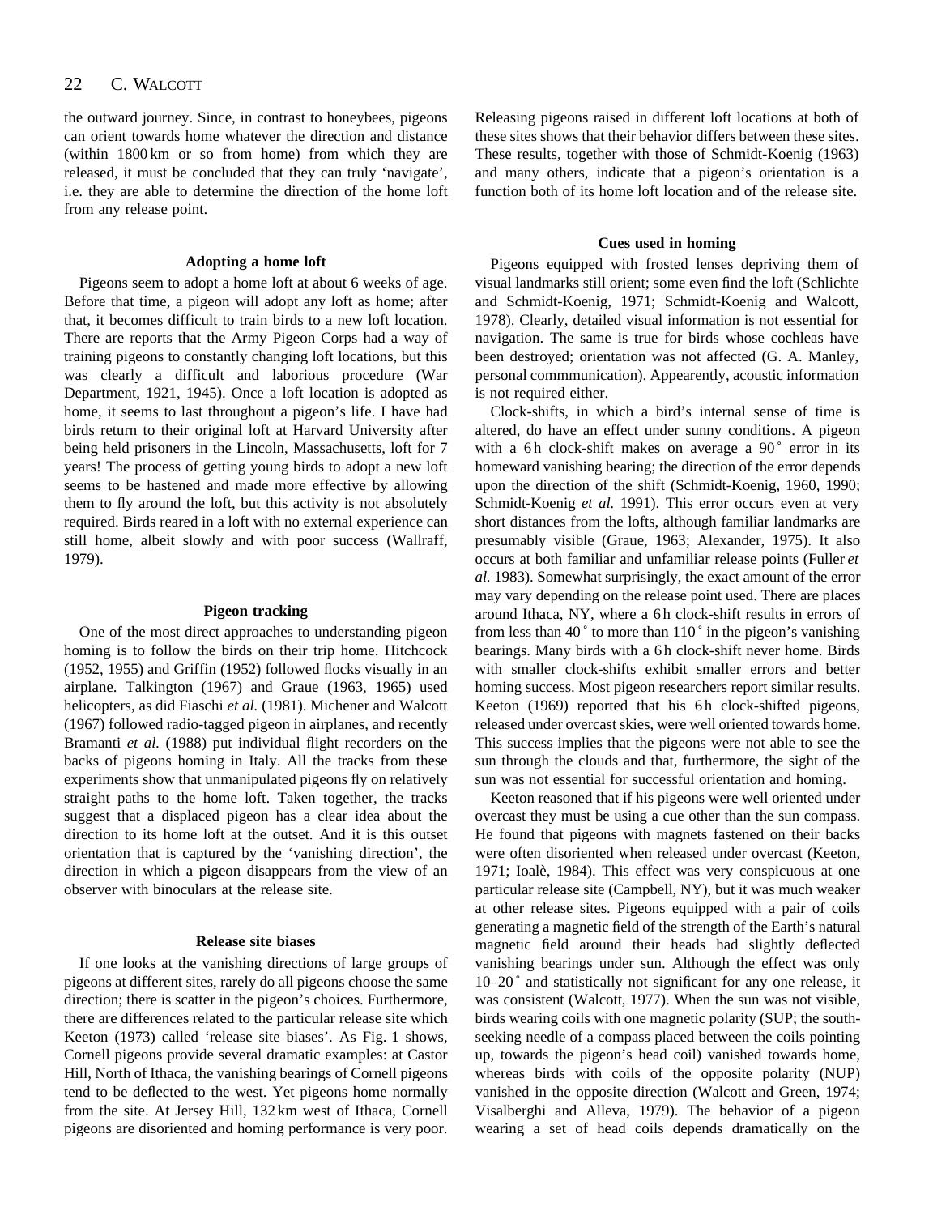the outward journey. Since, in contrast to honeybees, pigeons can orient towards home whatever the direction and distance (within 1800 km or so from home) from which they are released, it must be concluded that they can truly 'navigate', i.e. they are able to determine the direction of the home loft from any release point.

### Adopting a home loft

Pigeons seem to adopt a home loft at about 6 weeks of age. Before that time, a pigeon will adopt any loft as home; after that, it becomes difficult to train birds to a new loft location. There are reports that the Army Pigeon Corps had a way of training pigeons to constantly changing loft locations, but this was clearly a difficult and laborious procedure (War Department, 1921, 1945). Once a loft location is adopted as home, it seems to last throughout a pigeon's life. I have had birds return to their original loft at Harvard University after being held prisoners in the Lincoln, Massachusetts, loft for 7 years! The process of getting young birds to adopt a new loft seems to be hastened and made more effective by allowing them to fly around the loft, but this activity is not absolutely required. Birds reared in a loft with no external experience can still home, albeit slowly and with poor success (Wallraff, 1979).

### Pigeon tracking

One of the most direct approaches to understanding pigeon homing is to follow the birds on their trip home. Hitchcock (1952, 1955) and Griffin (1952) followed flocks visually in an airplane. Talkington (1967) and Graue (1963, 1965) used helicopters, as did Fiaschi *et al.* (1981). Michener and Walcott (1967) followed radio-tagged pigeon in airplanes, and recently Bramanti *et al.* (1988) put individual flight recorders on the backs of pigeons homing in Italy. All the tracks from these experiments show that unmanipulated pigeons fly on relatively straight paths to the home loft. Taken together, the tracks suggest that a displaced pigeon has a clear idea about the direction to its home loft at the outset. And it is this outset orientation that is captured by the 'vanishing direction', the direction in which a pigeon disappears from the view of an observer with binoculars at the release site.

### Release site biases

If one looks at the vanishing directions of large groups of pigeons at different sites, rarely do all pigeons choose the same direction; there is scatter in the pigeon's choices. Furthermore, there are differences related to the particular release site which Keeton (1973) called 'release site biases'. As Fig. 1 shows, Cornell pigeons provide several dramatic examples: at Castor Hill, North of Ithaca, the vanishing bearings of Cornell pigeons tend to be deflected to the west. Yet pigeons home normally from the site. At Jersey Hill, 132 km west of Ithaca, Cornell pigeons are disoriented and homing performance is very poor. Releasing pigeons raised in different loft locations at both of these sites shows that their behavior differs between these sites. These results, together with those of Schmidt-Koenig (1963) and many others, indicate that a pigeon's orientation is a function both of its home loft location and of the release site.

### Cues used in homing

Pigeons equipped with frosted lenses depriving them of visual landmarks still orient; some even find the loft (Schlichte and Schmidt-Koenig, 1971; Schmidt-Koenig and Walcott, 1978). Clearly, detailed visual information is not essential for navigation. The same is true for birds whose cochleas have been destroyed; orientation was not affected (G. A. Manley, personal commmunication). Appearently, acoustic information is not required either.

Clock-shifts, in which a bird's internal sense of time is altered, do have an effect under sunny conditions. A pigeon with a 6 h clock-shift makes on average a 90˚ error in its homeward vanishing bearing; the direction of the error depends upon the direction of the shift (Schmidt-Koenig, 1960, 1990; Schmidt-Koenig *et al.* 1991). This error occurs even at very short distances from the lofts, although familiar landmarks are presumably visible (Graue, 1963; Alexander, 1975). It also occurs at both familiar and unfamiliar release points (Fuller *et al.* 1983). Somewhat surprisingly, the exact amount of the error may vary depending on the release point used. There are places around Ithaca, NY, where a 6 h clock-shift results in errors of from less than 40˚ to more than 110˚ in the pigeon's vanishing bearings. Many birds with a 6 h clock-shift never home. Birds with smaller clock-shifts exhibit smaller errors and better homing success. Most pigeon researchers report similar results. Keeton (1969) reported that his 6 h clock-shifted pigeons, released under overcast skies, were well oriented towards home. This success implies that the pigeons were not able to see the sun through the clouds and that, furthermore, the sight of the sun was not essential for successful orientation and homing.

Keeton reasoned that if his pigeons were well oriented under overcast they must be using a cue other than the sun compass. He found that pigeons with magnets fastened on their backs were often disoriented when released under overcast (Keeton, 1971; Ioalè, 1984). This effect was very conspicuous at one particular release site (Campbell, NY), but it was much weaker at other release sites. Pigeons equipped with a pair of coils generating a magnetic field of the strength of the Earth's natural magnetic field around their heads had slightly deflected vanishing bearings under sun. Although the effect was only 10–20˚ and statistically not significant for any one release, it was consistent (Walcott, 1977). When the sun was not visible, birds wearing coils with one magnetic polarity (SUP; the south-seeking needle of a compass placed between the coils pointing up, towards the pigeon's head coil) vanished towards home, whereas birds with coils of the opposite polarity (NUP) vanished in the opposite direction (Walcott and Green, 1974; Visalberghi and Alleva, 1979). The behavior of a pigeon wearing a set of head coils depends dramatically on the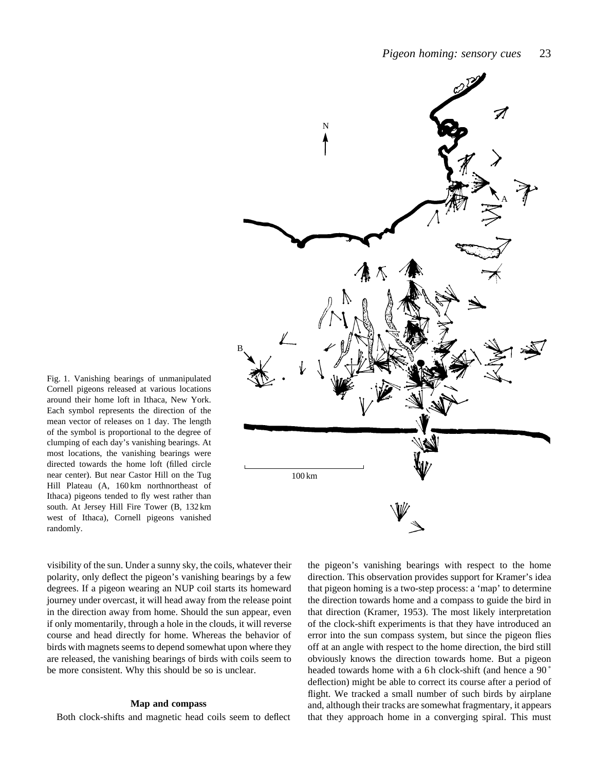Fig. 1. Vanishing bearings of unmanipulated Cornell pigeons released at various locations around their home loft in Ithaca, New York. Each symbol represents the direction of the mean vector of releases on 1 day. The length of the symbol is proportional to the degree of clumping of each day's vanishing bearings. At most locations, the vanishing bearings were directed towards the home loft (filled circle near center). But near Castor Hill on the Tug Hill Plateau (A, 160 km northnortheast of Ithaca) pigeons tended to fly west rather than south. At Jersey Hill Fire Tower (B, 132 km west of Ithaca), Cornell pigeons vanished randomly.

visibility of the sun. Under a sunny sky, the coils, whatever their polarity, only deflect the pigeon's vanishing bearings by a few degrees. If a pigeon wearing an NUP coil starts its homeward journey under overcast, it will head away from the release point in the direction away from home. Should the sun appear, even if only momentarily, through a hole in the clouds, it will reverse course and head directly for home. Whereas the behavior of birds with magnets seems to depend somewhat upon where they are released, the vanishing bearings of birds with coils seem to be more consistent. Why this should be so is unclear.

### Map and compass

Both clock-shifts and magnetic head coils seem to deflect the pigeon's vanishing bearings with respect to the home direction. This observation provides support for Kramer's idea that pigeon homing is a two-step process: a 'map' to determine the direction towards home and a compass to guide the bird in that direction (Kramer, 1953). The most likely interpretation of the clock-shift experiments is that they have introduced an error into the sun compass system, but since the pigeon flies off at an angle with respect to the home direction, the bird still obviously knows the direction towards home. But a pigeon headed towards home with a 6 h clock-shift (and hence a 90 ° deflection) might be able to correct its course after a period of flight. We tracked a small number of such birds by airplane and, although their tracks are somewhat fragmentary, it appears that they approach home in a converging spiral. This must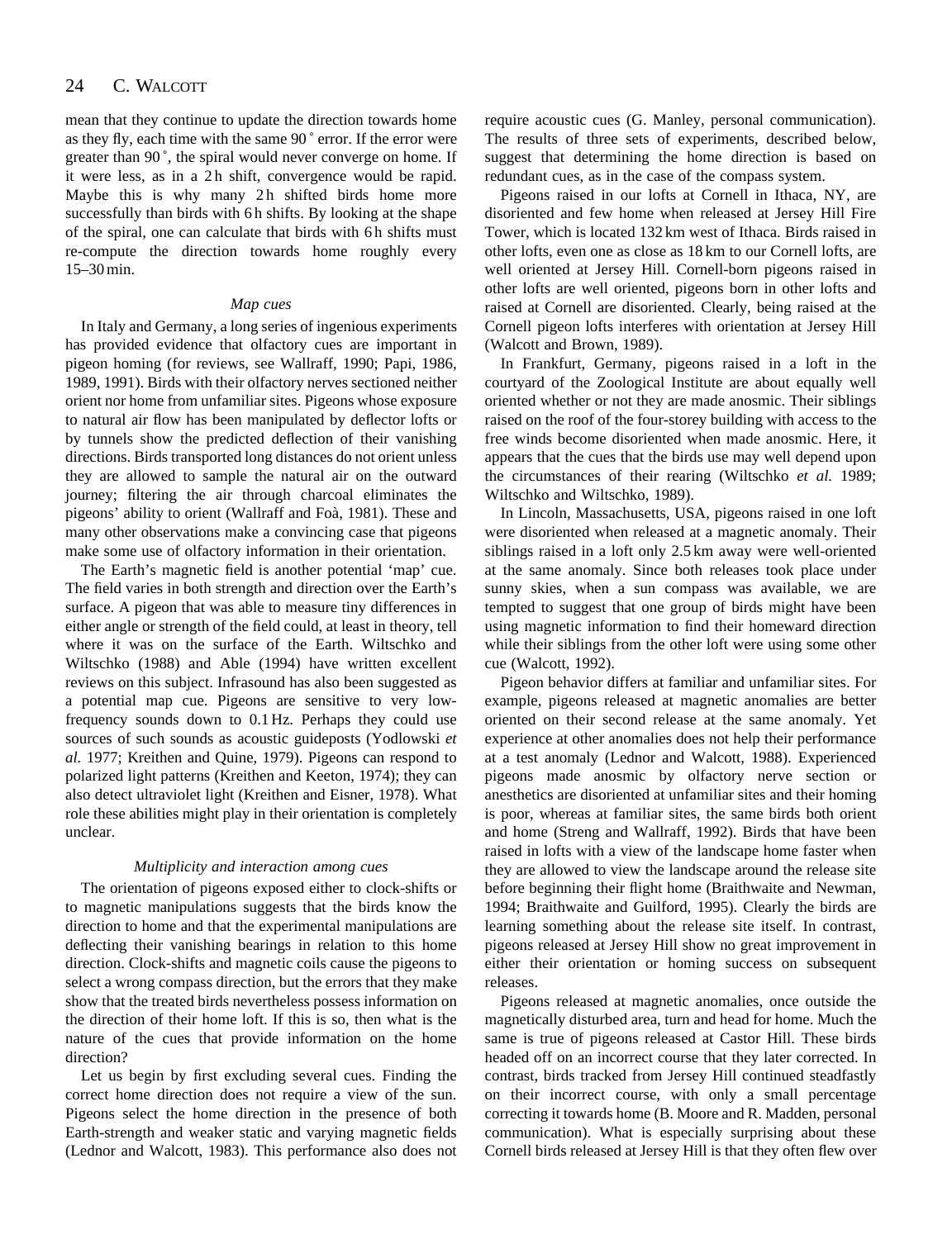mean that they continue to update the direction towards home as they fly, each time with the same 90 ˚ error. If the error were greater than 90 ˚, the spiral would never converge on home. If it were less, as in a 2 h shift, convergence would be rapid. Maybe this is why many 2 h shifted birds home more successfully than birds with 6 h shifts. By looking at the shape of the spiral, one can calculate that birds with 6 h shifts must re-compute the direction towards home roughly every 15–30 min.

### *Map cues*

In Italy and Germany, a long series of ingenious experiments has provided evidence that olfactory cues are important in pigeon homing (for reviews, see Wallraff, 1990; Papi, 1986, 1989, 1991). Birds with their olfactory nerves sectioned neither orient nor home from unfamiliar sites. Pigeons whose exposure to natural air flow has been manipulated by deflector lofts or by tunnels show the predicted deflection of their vanishing directions. Birds transported long distances do not orient unless they are allowed to sample the natural air on the outward journey; filtering the air through charcoal eliminates the pigeons' ability to orient (Wallraff and Foà, 1981). These and many other observations make a convincing case that pigeons make some use of olfactory information in their orientation.

The Earth's magnetic field is another potential 'map' cue. The field varies in both strength and direction over the Earth's surface. A pigeon that was able to measure tiny differences in either angle or strength of the field could, at least in theory, tell where it was on the surface of the Earth. Wiltschko and Wiltschko (1988) and Able (1994) have written excellent reviews on this subject. Infrasound has also been suggested as a potential map cue. Pigeons are sensitive to very low-frequency sounds down to 0.1 Hz. Perhaps they could use sources of such sounds as acoustic guideposts (Yodlowski *et al.* 1977; Kreithen and Quine, 1979). Pigeons can respond to polarized light patterns (Kreithen and Keeton, 1974); they can also detect ultraviolet light (Kreithen and Eisner, 1978). What role these abilities might play in their orientation is completely unclear.

### *Multiplicity and interaction among cues*

The orientation of pigeons exposed either to clock-shifts or to magnetic manipulations suggests that the birds know the direction to home and that the experimental manipulations are deflecting their vanishing bearings in relation to this home direction. Clock-shifts and magnetic coils cause the pigeons to select a wrong compass direction, but the errors that they make show that the treated birds nevertheless possess information on the direction of their home loft. If this is so, then what is the nature of the cues that provide information on the home direction?

Let us begin by first excluding several cues. Finding the correct home direction does not require a view of the sun. Pigeons select the home direction in the presence of both Earth-strength and weaker static and varying magnetic fields (Lednor and Walcott, 1983). This performance also does not require acoustic cues (G. Manley, personal communication). The results of three sets of experiments, described below, suggest that determining the home direction is based on redundant cues, as in the case of the compass system.

Pigeons raised in our lofts at Cornell in Ithaca, NY, are disoriented and few home when released at Jersey Hill Fire Tower, which is located 132 km west of Ithaca. Birds raised in other lofts, even one as close as 18 km to our Cornell lofts, are well oriented at Jersey Hill. Cornell-born pigeons raised in other lofts are well oriented, pigeons born in other lofts and raised at Cornell are disoriented. Clearly, being raised at the Cornell pigeon lofts interferes with orientation at Jersey Hill (Walcott and Brown, 1989).

In Frankfurt, Germany, pigeons raised in a loft in the courtyard of the Zoological Institute are about equally well oriented whether or not they are made anosmic. Their siblings raised on the roof of the four-storey building with access to the free winds become disoriented when made anosmic. Here, it appears that the cues that the birds use may well depend upon the circumstances of their rearing (Wiltschko *et al.* 1989; Wiltschko and Wiltschko, 1989).

In Lincoln, Massachusetts, USA, pigeons raised in one loft were disoriented when released at a magnetic anomaly. Their siblings raised in a loft only 2.5 km away were well-oriented at the same anomaly. Since both releases took place under sunny skies, when a sun compass was available, we are tempted to suggest that one group of birds might have been using magnetic information to find their homeward direction while their siblings from the other loft were using some other cue (Walcott, 1992).

Pigeon behavior differs at familiar and unfamiliar sites. For example, pigeons released at magnetic anomalies are better oriented on their second release at the same anomaly. Yet experience at other anomalies does not help their performance at a test anomaly (Lednor and Walcott, 1988). Experienced pigeons made anosmic by olfactory nerve section or anesthetics are disoriented at unfamiliar sites and their homing is poor, whereas at familiar sites, the same birds both orient and home (Streng and Wallraff, 1992). Birds that have been raised in lofts with a view of the landscape home faster when they are allowed to view the landscape around the release site before beginning their flight home (Braithwaite and Newman, 1994; Braithwaite and Guilford, 1995). Clearly the birds are learning something about the release site itself. In contrast, pigeons released at Jersey Hill show no great improvement in either their orientation or homing success on subsequent releases.

Pigeons released at magnetic anomalies, once outside the magnetically disturbed area, turn and head for home. Much the same is true of pigeons released at Castor Hill. These birds headed off on an incorrect course that they later corrected. In contrast, birds tracked from Jersey Hill continued steadfastly on their incorrect course, with only a small percentage correcting it towards home (B. Moore and R. Madden, personal communication). What is especially surprising about these Cornell birds released at Jersey Hill is that they often flew over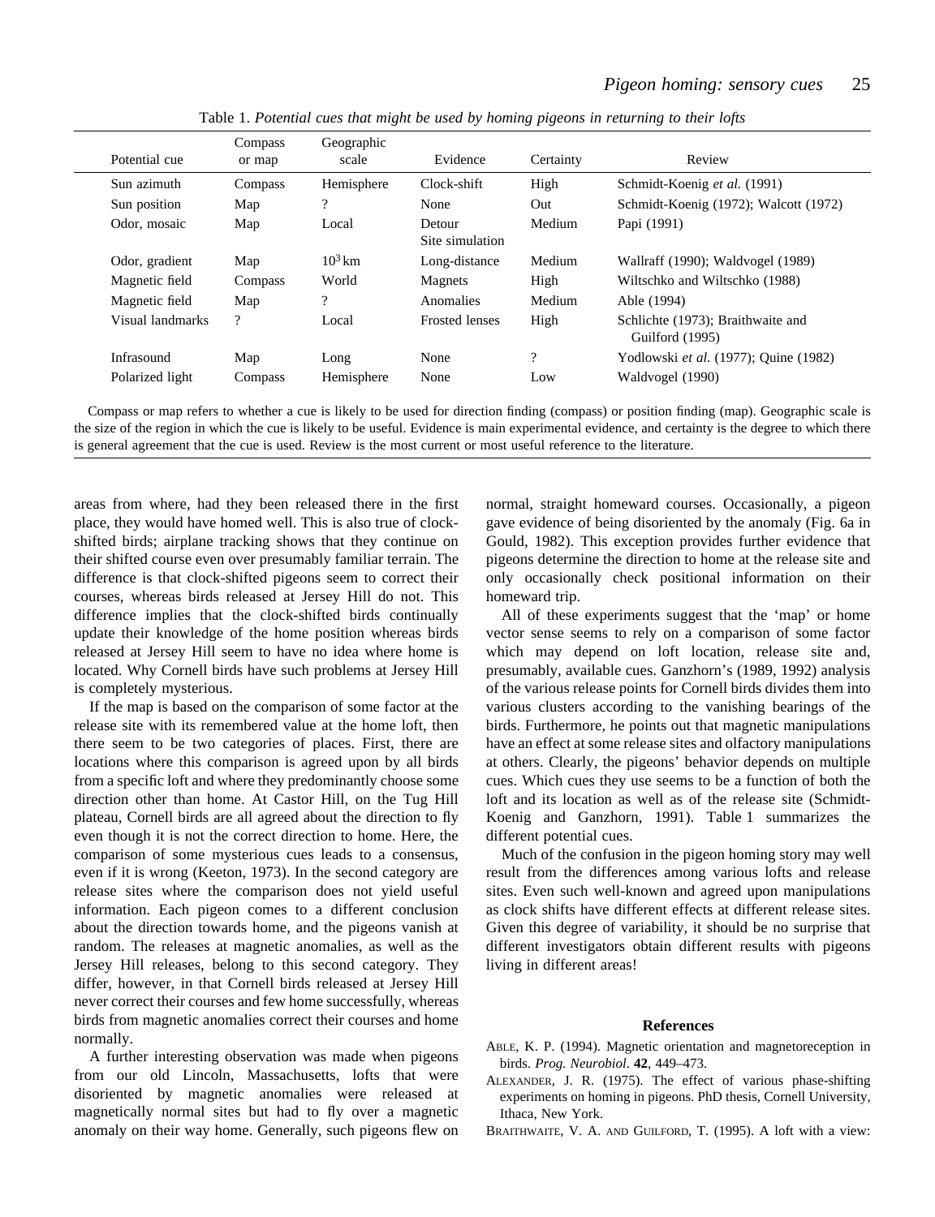Table 1. *Potential cues that might be used by homing pigeons in returning to their lofts*

| Potential cue | Compass or map | Geographic scale | Evidence | Certainty | Review |
|---|---|---|---|---|---|
| Sun azimuth | Compass | Hemisphere | Clock-shift | High | Schmidt-Koenig *et al.* (1991) |
| Sun position | Map | ? | None | Out | Schmidt-Koenig (1972); Walcott (1972) |
| Odor, mosaic | Map | Local | Detour Site simulation | Medium | Papi (1991) |
| Odor, gradient | Map | $10^3$ km | Long-distance | Medium | Wallraff (1990); Waldvogel (1989) |
| Magnetic field | Compass | World | Magnets | High | Wiltschko and Wiltschko (1988) |
| Magnetic field | Map | ? | Anomalies | Medium | Able (1994) |
| Visual landmarks | ? | Local | Frosted lenses | High | Schlichte (1973); Braithwaite and Guilford (1995) |
| Infrasound | Map | Long | None | ? | Yodlowski *et al.* (1977); Quine (1982) |
| Polarized light | Compass | Hemisphere | None | Low | Waldvogel (1990) |

Compass or map refers to whether a cue is likely to be used for direction finding (compass) or position finding (map). Geographic scale is the size of the region in which the cue is likely to be useful. Evidence is main experimental evidence, and certainty is the degree to which there is general agreement that the cue is used. Review is the most current or most useful reference to the literature.

areas from where, had they been released there in the first place, they would have homed well. This is also true of clock-shifted birds; airplane tracking shows that they continue on their shifted course even over presumably familiar terrain. The difference is that clock-shifted pigeons seem to correct their courses, whereas birds released at Jersey Hill do not. This difference implies that the clock-shifted birds continually update their knowledge of the home position whereas birds released at Jersey Hill seem to have no idea where home is located. Why Cornell birds have such problems at Jersey Hill is completely mysterious.

If the map is based on the comparison of some factor at the release site with its remembered value at the home loft, then there seem to be two categories of places. First, there are locations where this comparison is agreed upon by all birds from a specific loft and where they predominantly choose some direction other than home. At Castor Hill, on the Tug Hill plateau, Cornell birds are all agreed about the direction to fly even though it is not the correct direction to home. Here, the comparison of some mysterious cues leads to a consensus, even if it is wrong (Keeton, 1973). In the second category are release sites where the comparison does not yield useful information. Each pigeon comes to a different conclusion about the direction towards home, and the pigeons vanish at random. The releases at magnetic anomalies, as well as the Jersey Hill releases, belong to this second category. They differ, however, in that Cornell birds released at Jersey Hill never correct their courses and few home successfully, whereas birds from magnetic anomalies correct their courses and home normally.

A further interesting observation was made when pigeons from our old Lincoln, Massachusetts, lofts that were disoriented by magnetic anomalies were released at magnetically normal sites but had to fly over a magnetic anomaly on their way home. Generally, such pigeons flew on normal, straight homeward courses. Occasionally, a pigeon gave evidence of being disoriented by the anomaly (Fig. 6a in Gould, 1982). This exception provides further evidence that pigeons determine the direction to home at the release site and only occasionally check positional information on their homeward trip.

All of these experiments suggest that the 'map' or home vector sense seems to rely on a comparison of some factor which may depend on loft location, release site and, presumably, available cues. Ganzhorn's (1989, 1992) analysis of the various release points for Cornell birds divides them into various clusters according to the vanishing bearings of the birds. Furthermore, he points out that magnetic manipulations have an effect at some release sites and olfactory manipulations at others. Clearly, the pigeons' behavior depends on multiple cues. Which cues they use seems to be a function of both the loft and its location as well as of the release site (Schmidt-Koenig and Ganzhorn, 1991). Table 1 summarizes the different potential cues.

Much of the confusion in the pigeon homing story may well result from the differences among various lofts and release sites. Even such well-known and agreed upon manipulations as clock shifts have different effects at different release sites. Given this degree of variability, it should be no surprise that different investigators obtain different results with pigeons living in different areas!

## References

ABLE, K. P. (1994). Magnetic orientation and magnetoreception in birds. *Prog. Neurobiol.* **42**, 449–473.

ALEXANDER, J. R. (1975). The effect of various phase-shifting experiments on homing in pigeons. PhD thesis, Cornell University, Ithaca, New York.

BRAITHWAITE, V. A. AND GUILFORD, T. (1995). A loft with a view: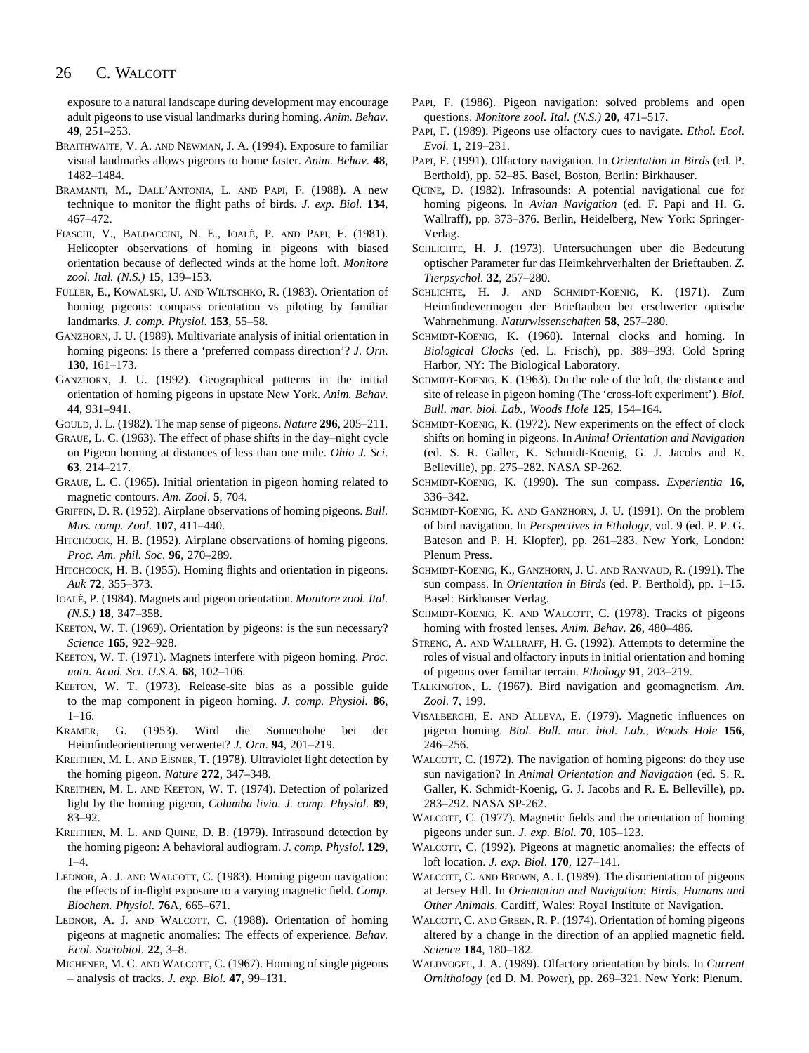exposure to a natural landscape during development may encourage adult pigeons to use visual landmarks during homing. *Anim. Behav*. **49**, 251–253.

Braithwaite, V. A. and Newman, J. A. (1994). Exposure to familiar visual landmarks allows pigeons to home faster. *Anim. Behav*. **48**, 1482–1484.

Bramanti, M., Dall'Antonia, L. and Papi, F. (1988). A new technique to monitor the flight paths of birds. *J. exp. Biol.* **134**, 467–472.

Fiaschi, V., Baldaccini, N. E., Ioalè, P. and Papi, F. (1981). Helicopter observations of homing in pigeons with biased orientation because of deflected winds at the home loft. *Monitore zool. Ital. (N.S.)* **15**, 139–153.

Fuller, E., Kowalski, U. and Wiltschko, R. (1983). Orientation of homing pigeons: compass orientation vs piloting by familiar landmarks. *J. comp. Physiol*. **153**, 55–58.

Ganzhorn, J. U. (1989). Multivariate analysis of initial orientation in homing pigeons: Is there a 'preferred compass direction'? *J. Orn*. **130**, 161–173.

Ganzhorn, J. U. (1992). Geographical patterns in the initial orientation of homing pigeons in upstate New York. *Anim. Behav*. **44**, 931–941.

Gould, J. L. (1982). The map sense of pigeons. *Nature* **296**, 205–211.

Graue, L. C. (1963). The effect of phase shifts in the day–night cycle on Pigeon homing at distances of less than one mile. *Ohio J. Sci*. **63**, 214–217.

Graue, L. C. (1965). Initial orientation in pigeon homing related to magnetic contours. *Am. Zool*. **5**, 704.

Griffin, D. R. (1952). Airplane observations of homing pigeons. *Bull. Mus. comp. Zool*. **107**, 411–440.

Hitchcock, H. B. (1952). Airplane observations of homing pigeons. *Proc. Am. phil. Soc*. **96**, 270–289.

Hitchcock, H. B. (1955). Homing flights and orientation in pigeons. *Auk* **72**, 355–373.

Ioalè, P. (1984). Magnets and pigeon orientation. *Monitore zool. Ital. (N.S.)* **18**, 347–358.

Keeton, W. T. (1969). Orientation by pigeons: is the sun necessary? *Science* **165**, 922–928.

Keeton, W. T. (1971). Magnets interfere with pigeon homing. *Proc. natn. Acad. Sci. U.S.A.* **68**, 102–106.

Keeton, W. T. (1973). Release-site bias as a possible guide to the map component in pigeon homing. *J. comp. Physiol.* **86**, 1–16.

Kramer, G. (1953). Wird die Sonnenhohe bei der Heimfindeorientierung verwertet? *J. Orn*. **94**, 201–219.

Kreithen, M. L. and Eisner, T. (1978). Ultraviolet light detection by the homing pigeon. *Nature* **272**, 347–348.

Kreithen, M. L. and Keeton, W. T. (1974). Detection of polarized light by the homing pigeon, *Columba livia. J. comp. Physiol.* **89**, 83–92.

Kreithen, M. L. and Quine, D. B. (1979). Infrasound detection by the homing pigeon: A behavioral audiogram. *J. comp. Physiol*. **129**, 1–4.

Lednor, A. J. and Walcott, C. (1983). Homing pigeon navigation: the effects of in-flight exposure to a varying magnetic field. *Comp. Biochem. Physiol.* **76**A, 665–671.

Lednor, A. J. and Walcott, C. (1988). Orientation of homing pigeons at magnetic anomalies: The effects of experience. *Behav. Ecol. Sociobiol*. **22**, 3–8.

Michener, M. C. and Walcott, C. (1967). Homing of single pigeons – analysis of tracks. *J. exp. Biol*. **47**, 99–131.

Papi, F. (1986). Pigeon navigation: solved problems and open questions. *Monitore zool. Ital. (N.S.)* **20**, 471–517.

Papi, F. (1989). Pigeons use olfactory cues to navigate. *Ethol. Ecol. Evol.* **1**, 219–231.

Papi, F. (1991). Olfactory navigation. In *Orientation in Birds* (ed. P. Berthold), pp. 52–85. Basel, Boston, Berlin: Birkhauser.

Quine, D. (1982). Infrasounds: A potential navigational cue for homing pigeons. In *Avian Navigation* (ed. F. Papi and H. G. Wallraff), pp. 373–376. Berlin, Heidelberg, New York: Springer-Verlag.

Schlichte, H. J. (1973). Untersuchungen uber die Bedeutung optischer Parameter fur das Heimkehrverhalten der Brieftauben. *Z. Tierpsychol*. **32**, 257–280.

Schlichte, H. J. and Schmidt-Koenig, K. (1971). Zum Heimfindevermogen der Brieftauben bei erschwerter optische Wahrnehmung. *Naturwissenschaften* **58**, 257–280.

Schmidt-Koenig, K. (1960). Internal clocks and homing. In *Biological Clocks* (ed. L. Frisch), pp. 389–393. Cold Spring Harbor, NY: The Biological Laboratory.

Schmidt-Koenig, K. (1963). On the role of the loft, the distance and site of release in pigeon homing (The 'cross-loft experiment'). *Biol. Bull. mar. biol. Lab., Woods Hole* **125**, 154–164.

Schmidt-Koenig, K. (1972). New experiments on the effect of clock shifts on homing in pigeons. In *Animal Orientation and Navigation* (ed. S. R. Galler, K. Schmidt-Koenig, G. J. Jacobs and R. Belleville), pp. 275–282. NASA SP-262.

Schmidt-Koenig, K. (1990). The sun compass. *Experientia* **16**, 336–342.

Schmidt-Koenig, K. and Ganzhorn, J. U. (1991). On the problem of bird navigation. In *Perspectives in Ethology*, vol. 9 (ed. P. P. G. Bateson and P. H. Klopfer), pp. 261–283. New York, London: Plenum Press.

Schmidt-Koenig, K., Ganzhorn, J. U. and Ranvaud, R. (1991). The sun compass. In *Orientation in Birds* (ed. P. Berthold), pp. 1–15. Basel: Birkhauser Verlag.

Schmidt-Koenig, K. and Walcott, C. (1978). Tracks of pigeons homing with frosted lenses. *Anim. Behav*. **26**, 480–486.

Streng, A. and Wallraff, H. G. (1992). Attempts to determine the roles of visual and olfactory inputs in initial orientation and homing of pigeons over familiar terrain. *Ethology* **91**, 203–219.

Talkington, L. (1967). Bird navigation and geomagnetism. *Am. Zool*. **7**, 199.

Visalberghi, E. and Alleva, E. (1979). Magnetic influences on pigeon homing. *Biol. Bull. mar. biol. Lab., Woods Hole* **156**, 246–256.

Walcott, C. (1972). The navigation of homing pigeons: do they use sun navigation? In *Animal Orientation and Navigation* (ed. S. R. Galler, K. Schmidt-Koenig, G. J. Jacobs and R. E. Belleville), pp. 283–292. NASA SP-262.

Walcott, C. (1977). Magnetic fields and the orientation of homing pigeons under sun. *J. exp. Biol.* **70**, 105–123.

Walcott, C. (1992). Pigeons at magnetic anomalies: the effects of loft location. *J. exp. Biol*. **170**, 127–141.

Walcott, C. and Brown, A. I. (1989). The disorientation of pigeons at Jersey Hill. In *Orientation and Navigation: Birds, Humans and Other Animals*. Cardiff, Wales: Royal Institute of Navigation.

Walcott, C. and Green, R. P. (1974). Orientation of homing pigeons altered by a change in the direction of an applied magnetic field. *Science* **184**, 180–182.

Waldvogel, J. A. (1989). Olfactory orientation by birds. In *Current Ornithology* (ed D. M. Power), pp. 269–321. New York: Plenum.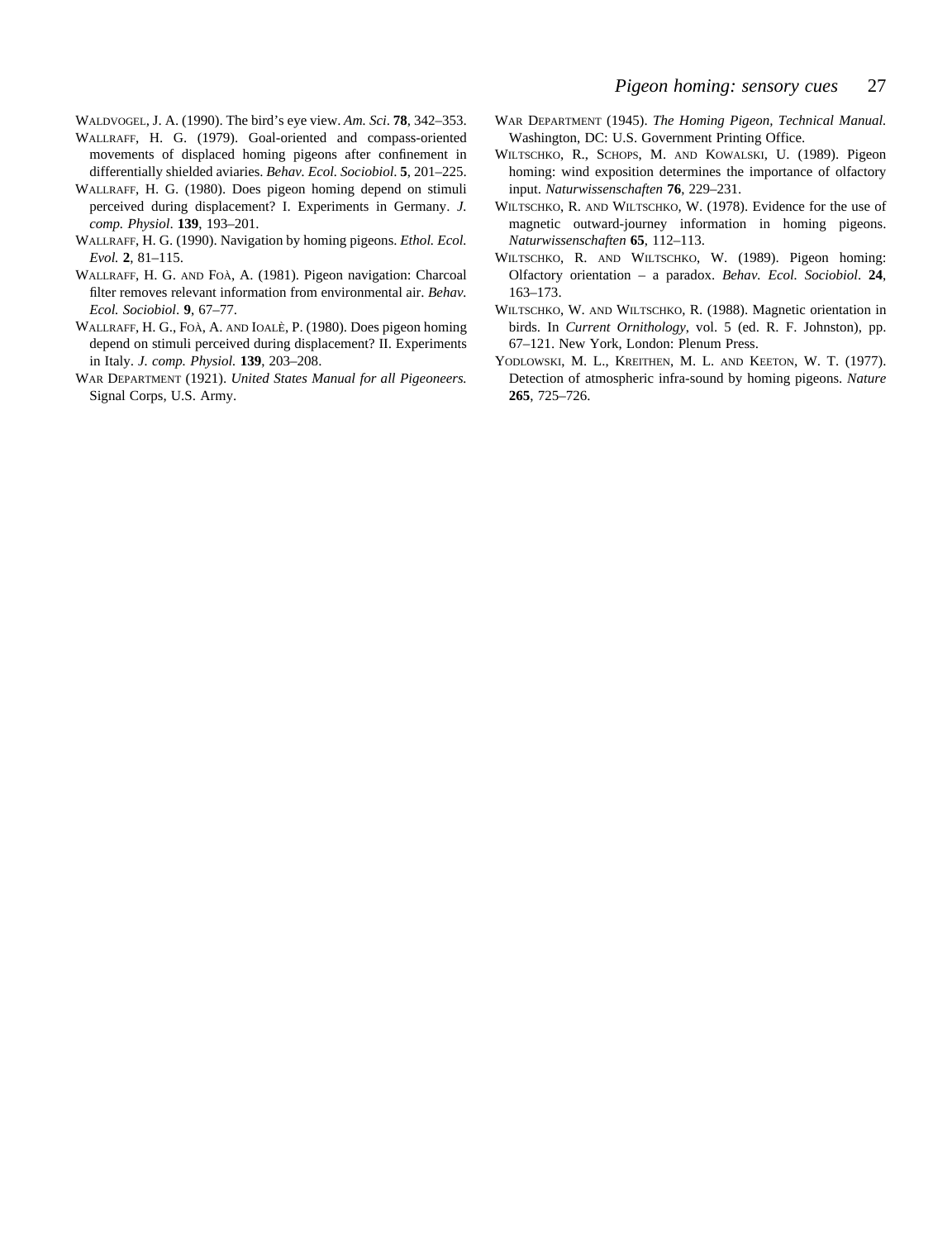WALDVOGEL, J. A. (1990). The bird's eye view. *Am. Sci*. **78**, 342–353.

WALLRAFF, H. G. (1979). Goal-oriented and compass-oriented movements of displaced homing pigeons after confinement in differentially shielded aviaries. *Behav. Ecol. Sociobiol.* **5**, 201–225.

WALLRAFF, H. G. (1980). Does pigeon homing depend on stimuli perceived during displacement? I. Experiments in Germany. *J. comp. Physiol*. **139**, 193–201.

WALLRAFF, H. G. (1990). Navigation by homing pigeons. *Ethol. Ecol. Evol.* **2**, 81–115.

WALLRAFF, H. G. AND FOÀ, A. (1981). Pigeon navigation: Charcoal filter removes relevant information from environmental air. *Behav. Ecol. Sociobiol*. **9**, 67–77.

WALLRAFF, H. G., FOÀ, A. AND IOALÈ, P. (1980). Does pigeon homing depend on stimuli perceived during displacement? II. Experiments in Italy. *J. comp. Physiol.* **139**, 203–208.

WAR DEPARTMENT (1921). *United States Manual for all Pigeoneers.* Signal Corps, U.S. Army.

WAR DEPARTMENT (1945). *The Homing Pigeon, Technical Manual.* Washington, DC: U.S. Government Printing Office.

WILTSCHKO, R., SCHOPS, M. AND KOWALSKI, U. (1989). Pigeon homing: wind exposition determines the importance of olfactory input. *Naturwissenschaften* **76**, 229–231.

WILTSCHKO, R. AND WILTSCHKO, W. (1978). Evidence for the use of magnetic outward-journey information in homing pigeons. *Naturwissenschaften* **65**, 112–113.

WILTSCHKO, R. AND WILTSCHKO, W. (1989). Pigeon homing: Olfactory orientation – a paradox. *Behav. Ecol. Sociobiol*. **24**, 163–173.

WILTSCHKO, W. AND WILTSCHKO, R. (1988). Magnetic orientation in birds. In *Current Ornithology*, vol. 5 (ed. R. F. Johnston), pp. 67–121. New York, London: Plenum Press.

YODLOWSKI, M. L., KREITHEN, M. L. AND KEETON, W. T. (1977). Detection of atmospheric infra-sound by homing pigeons. *Nature* **265**, 725–726.